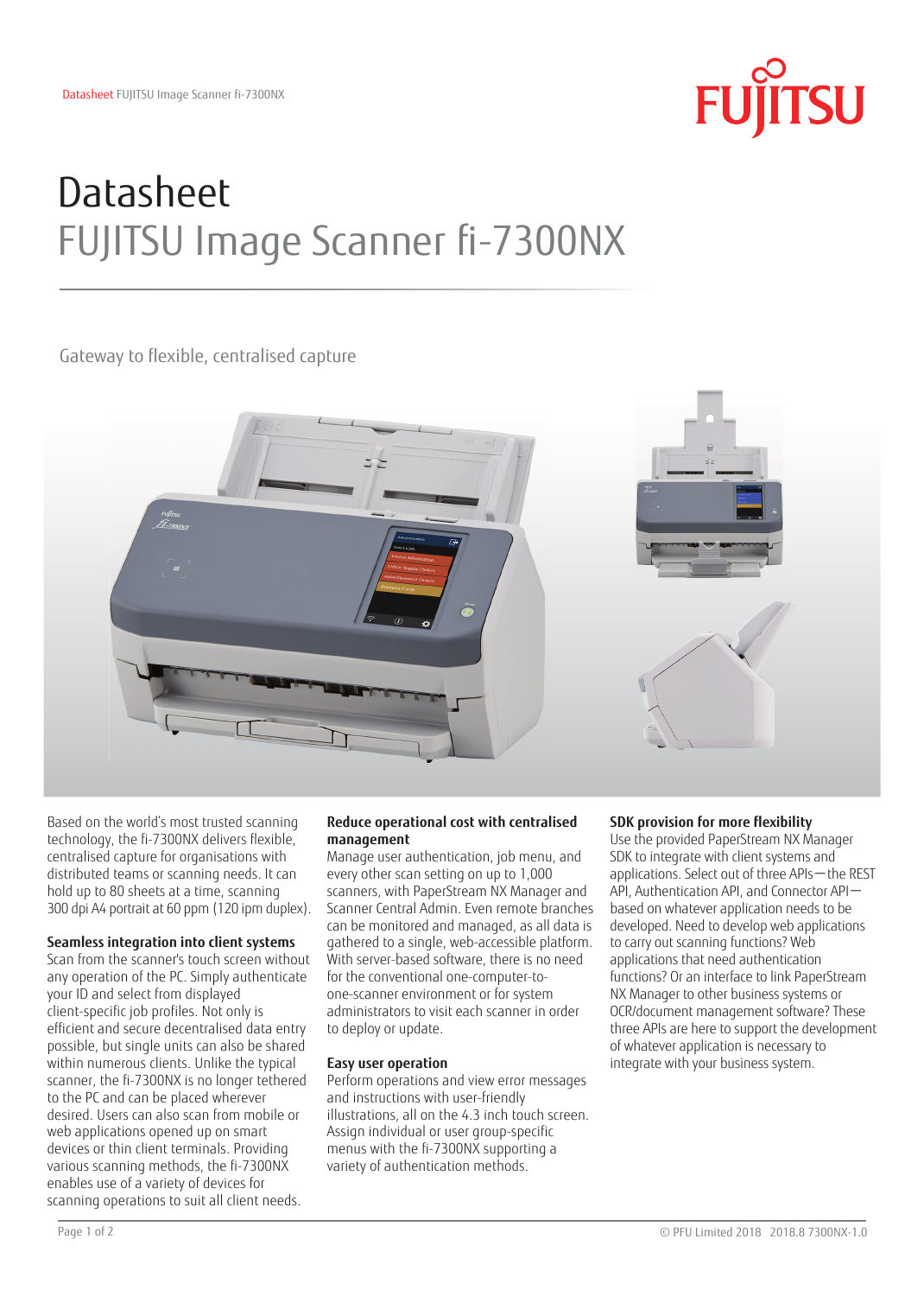# Datasheet
# FUJITSU Image Scanner fi-7300NX

Gateway to flexible, centralised capture

Based on the world's most trusted scanning technology, the fi-7300NX delivers flexible, centralised capture for organisations with distributed teams or scanning needs. It can hold up to 80 sheets at a time, scanning 300 dpi A4 portrait at 60 ppm (120 ipm duplex).

### Seamless integration into client systems

Scan from the scanner's touch screen without any operation of the PC. Simply authenticate your ID and select from displayed client-specific job profiles. Not only is efficient and secure decentralised data entry possible, but single units can also be shared within numerous clients. Unlike the typical scanner, the fi-7300NX is no longer tethered to the PC and can be placed wherever desired. Users can also scan from mobile or web applications opened up on smart devices or thin client terminals. Providing various scanning methods, the fi-7300NX enables use of a variety of devices for scanning operations to suit all client needs.

### Reduce operational cost with centralised management

Manage user authentication, job menu, and every other scan setting on up to 1,000 scanners, with PaperStream NX Manager and Scanner Central Admin. Even remote branches can be monitored and managed, as all data is gathered to a single, web-accessible platform. With server-based software, there is no need for the conventional one-computer-to-one-scanner environment or for system administrators to visit each scanner in order to deploy or update.

### Easy user operation

Perform operations and view error messages and instructions with user-friendly illustrations, all on the 4.3 inch touch screen. Assign individual or user group-specific menus with the fi-7300NX supporting a variety of authentication methods.

### SDK provision for more flexibility

Use the provided PaperStream NX Manager SDK to integrate with client systems and applications. Select out of three APIs—the REST API, Authentication API, and Connector API—based on whatever application needs to be developed. Need to develop web applications to carry out scanning functions? Web applications that need authentication functions? Or an interface to link PaperStream NX Manager to other business systems or OCR/document management software? These three APIs are here to support the development of whatever application is necessary to integrate with your business system.

© PFU Limited 2018 2018.8 7300NX-1.0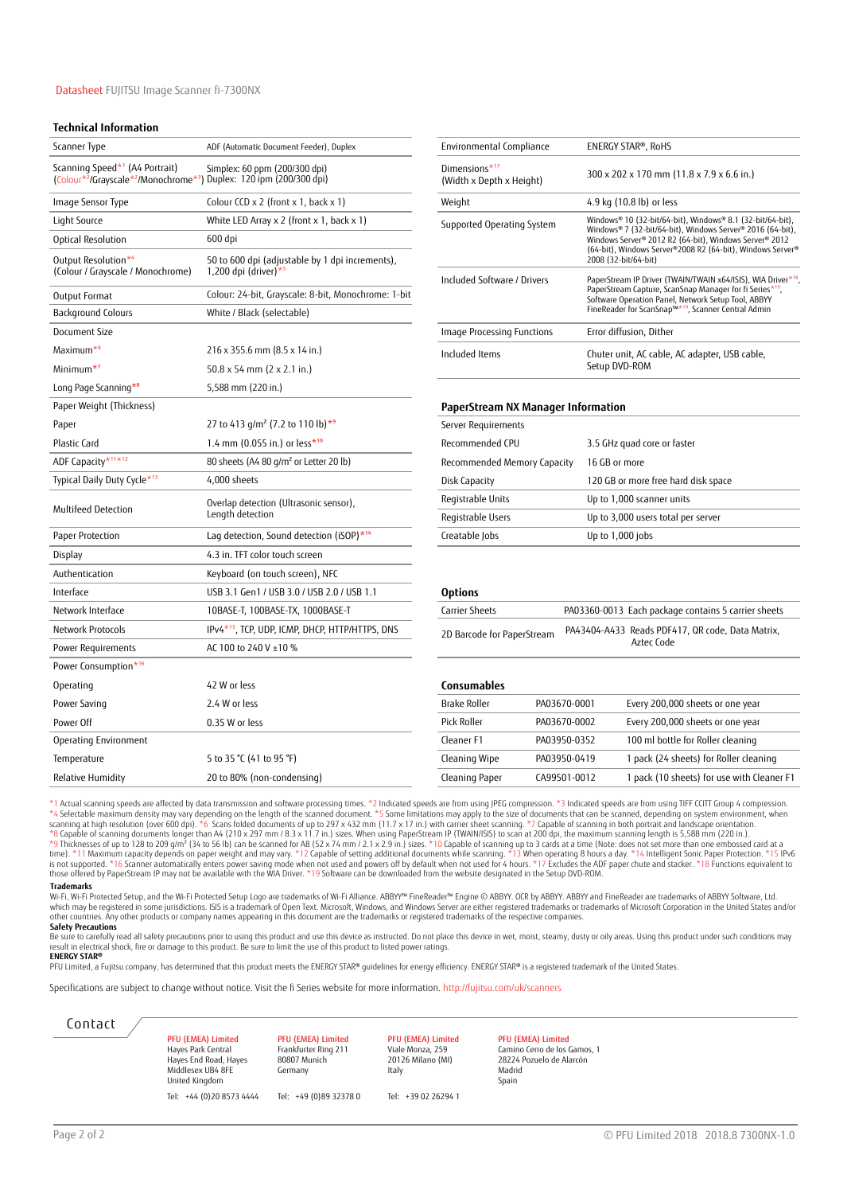Datasheet FUJITSU Image Scanner fi-7300NX

## Technical Information

| | |
|---|---|
| Scanner Type | ADF (Automatic Document Feeder), Duplex |
| Scanning Speed*1 (A4 Portrait) (Colour*2/Grayscale*2/Monochrome*3) | Simplex: 60 ppm (200/300 dpi) Duplex: 120 ipm (200/300 dpi) |
| Image Sensor Type | Colour CCD x 2 (front x 1, back x 1) |
| Light Source | White LED Array x 2 (front x 1, back x 1) |
| Optical Resolution | 600 dpi |
| Output Resolution*4 (Colour / Grayscale / Monochrome) | 50 to 600 dpi (adjustable by 1 dpi increments), 1,200 dpi (driver)*5 |
| Output Format | Colour: 24-bit, Grayscale: 8-bit, Monochrome: 1-bit |
| Background Colours | White / Black (selectable) |
| Document Size | |
| Maximum*6 | 216 x 355.6 mm (8.5 x 14 in.) |
| Minimum*7 | 50.8 x 54 mm (2 x 2.1 in.) |
| Long Page Scanning*8 | 5,588 mm (220 in.) |
| Paper Weight (Thickness) | |
| Paper | 27 to 413 g/m² (7.2 to 110 lb)*9 |
| Plastic Card | 1.4 mm (0.055 in.) or less*10 |
| ADF Capacity*11*12 | 80 sheets (A4 80 g/m² or Letter 20 lb) |
| Typical Daily Duty Cycle*13 | 4,000 sheets |
| Multifeed Detection | Overlap detection (Ultrasonic sensor), Length detection |
| Paper Protection | Lag detection, Sound detection (iSOP)*14 |
| Display | 4.3 in. TFT color touch screen |
| Authentication | Keyboard (on touch screen), NFC |
| Interface | USB 3.1 Gen1 / USB 3.0 / USB 2.0 / USB 1.1 |
| Network Interface | 10BASE-T, 100BASE-TX, 1000BASE-T |
| Network Protocols | IPv4*15, TCP, UDP, ICMP, DHCP, HTTP/HTTPS, DNS |
| Power Requirements | AC 100 to 240 V ±10 % |
| Power Consumption*16 | |
| Operating | 42 W or less |
| Power Saving | 2.4 W or less |
| Power Off | 0.35 W or less |
| Operating Environment | |
| Temperature | 5 to 35 °C (41 to 95 °F) |
| Relative Humidity | 20 to 80% (non-condensing) |
| Environmental Compliance | ENERGY STAR®, RoHS |
| Dimensions*17 (Width x Depth x Height) | 300 x 202 x 170 mm (11.8 x 7.9 x 6.6 in.) |
| Weight | 4.9 kg (10.8 lb) or less |
| Supported Operating System | Windows® 10 (32-bit/64-bit), Windows® 8.1 (32-bit/64-bit), Windows® 7 (32-bit/64-bit), Windows Server® 2016 (64-bit), Windows Server® 2012 R2 (64-bit), Windows Server® 2012 (64-bit), Windows Server®2008 R2 (64-bit), Windows Server® 2008 (32-bit/64-bit) |
| Included Software / Drivers | PaperStream IP Driver (TWAIN/TWAIN x64/ISIS), WIA Driver*18, PaperStream Capture, ScanSnap Manager for fi Series*19, Software Operation Panel, Network Setup Tool, ABBYY FineReader for ScanSnap™*19, Scanner Central Admin |
| Image Processing Functions | Error diffusion, Dither |
| Included Items | Chuter unit, AC cable, AC adapter, USB cable, Setup DVD-ROM |

## PaperStream NX Manager Information

| | |
|---|---|
| Server Requirements | |
| Recommended CPU | 3.5 GHz quad core or faster |
| Recommended Memory Capacity | 16 GB or more |
| Disk Capacity | 120 GB or more free hard disk space |
| Registrable Units | Up to 1,000 scanner units |
| Registrable Users | Up to 3,000 users total per server |
| Creatable Jobs | Up to 1,000 jobs |

## Options

| | | |
|---|---|---|
| Carrier Sheets | PA03360-0013 | Each package contains 5 carrier sheets |
| 2D Barcode for PaperStream | PA43404-A433 | Reads PDF417, QR code, Data Matrix, Aztec Code |

## Consumables

| | | |
|---|---|---|
| Brake Roller | PA03670-0001 | Every 200,000 sheets or one year |
| Pick Roller | PA03670-0002 | Every 200,000 sheets or one year |
| Cleaner F1 | PA03950-0352 | 100 ml bottle for Roller cleaning |
| Cleaning Wipe | PA03950-0419 | 1 pack (24 sheets) for Roller cleaning |
| Cleaning Paper | CA99501-0012 | 1 pack (10 sheets) for use with Cleaner F1 |

*1 Actual scanning speeds are affected by data transmission and software processing times. *2 Indicated speeds are from using JPEG compression. *3 Indicated speeds are from using TIFF CCITT Group 4 compression. *4 Selectable maximum density may vary depending on the length of the scanned document. *5 Some limitations may apply to the size of documents that can be scanned, depending on system environment, when scanning at high resolution (over 600 dpi). *6 Scans folded documents of up to 297 x 432 mm (11.7 x 17 in.) with carrier sheet scanning. *7 Capable of scanning in both portrait and landscape orientation. *8 Capable of scanning documents longer than A4 (210 x 297 mm / 8.3 x 11.7 in.) sizes. When using PaperStream IP (TWAIN/ISIS) to scan at 200 dpi, the maximum scanning length is 5,588 mm (220 in.). *9 Thicknesses of up to 128 to 209 g/m² (34 to 56 lb) can be scanned for A8 (52 x 74 mm / 2.1 x 2.9 in.) sizes. *10 Capable of scanning up to 3 cards at a time (Note: does not set more than one embossed card at a time). *11 Maximum capacity depends on paper weight and may vary. *12 Capable of setting additional documents while scanning. *13 When operating 8 hours a day. *14 Intelligent Sonic Paper Protection. *15 IPv6 is not supported. *16 Scanner automatically enters power saving mode when not used and powers off by default when not used for 4 hours. *17 Excludes the ADF paper chute and stacker. *18 Functions equivalent to those offered by PaperStream IP may not be available with the WIA Driver. *19 Software can be downloaded from the website designated in the Setup DVD-ROM.

**Trademarks**
Wi-Fi, Wi-Fi Protected Setup, and the Wi-Fi Protected Setup Logo are trademarks of Wi-Fi Alliance. ABBYY™ FineReader™ Engine © ABBYY. OCR by ABBYY. ABBYY and FineReader are trademarks of ABBYY Software, Ltd. which may be registered in some jurisdictions. ISIS is a trademark of Open Text. Microsoft, Windows, and Windows Server are either registered trademarks or trademarks of Microsoft Corporation in the United States and/or other countries. Any other products or company names appearing in this document are the trademarks or registered trademarks of the respective companies.

**Safety Precautions**
Be sure to carefully read all safety precautions prior to using this product and use this device as instructed. Do not place this device in wet, moist, steamy, dusty or oily areas. Using this product under such conditions may result in electrical shock, fire or damage to this product. Be sure to limit the use of this product to listed power ratings.

**ENERGY STAR®**
PFU Limited, a Fujitsu company, has determined that this product meets the ENERGY STAR® guidelines for energy efficiency. ENERGY STAR® is a registered trademark of the United States.

Specifications are subject to change without notice. Visit the fi Series website for more information. http://fujitsu.com/uk/scanners

## Contact

**PFU (EMEA) Limited**
Hayes Park Central
Hayes End Road, Hayes
Middlesex UB4 8FE
United Kingdom
Tel: +44 (0)20 8573 4444

**PFU (EMEA) Limited**
Frankfurter Ring 211
80807 Munich
Germany
Tel: +49 (0)89 32378 0

**PFU (EMEA) Limited**
Viale Monza, 259
20126 Milano (MI)
Italy
Tel: +39 02 26294 1

**PFU (EMEA) Limited**
Camino Cerro de los Gamos, 1
28224 Pozuelo de Alarcón
Madrid
Spain

© PFU Limited 2018 2018.8 7300NX-1.0